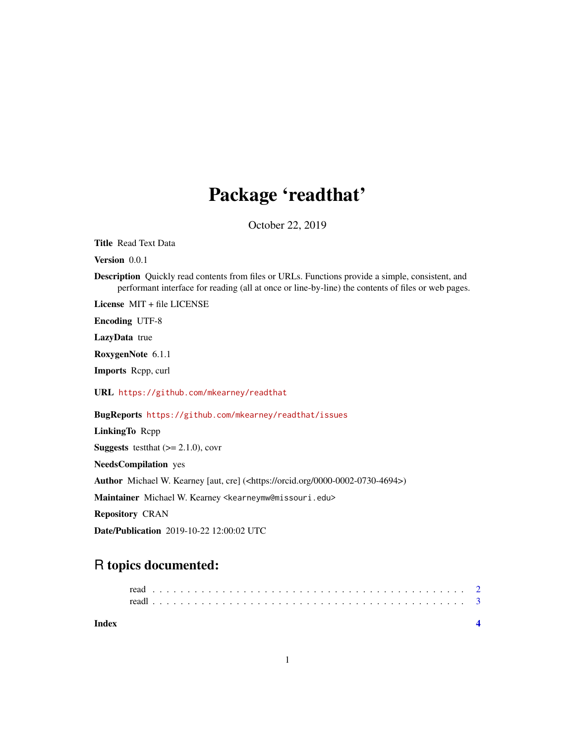# Package 'readthat'

October 22, 2019

**Title** Read Text Data

**Version** 0.0.1

**Description** Quickly read contents from files or URLs. Functions provide a simple, consistent, and performant interface for reading (all at once or line-by-line) the contents of files or web pages.

**License** MIT + file LICENSE

**Encoding** UTF-8

**LazyData** true

**RoxygenNote** 6.1.1

**Imports** Rcpp, curl

**URL** https://github.com/mkearney/readthat

**BugReports** https://github.com/mkearney/readthat/issues

**LinkingTo** Rcpp

**Suggests** testthat (>= 2.1.0), covr

**NeedsCompilation** yes

**Author** Michael W. Kearney [aut, cre] (<https://orcid.org/0000-0002-0730-4694>)

**Maintainer** Michael W. Kearney <kearneymw@missouri.edu>

**Repository** CRAN

**Date/Publication** 2019-10-22 12:00:02 UTC

## R topics documented:

- read . . . . . . . . . . . . . . . . . . . . . . . . . . . . . . . . . . . . . . . . . . . 2
- readl . . . . . . . . . . . . . . . . . . . . . . . . . . . . . . . . . . . . . . . . . . . 3

**Index** **4**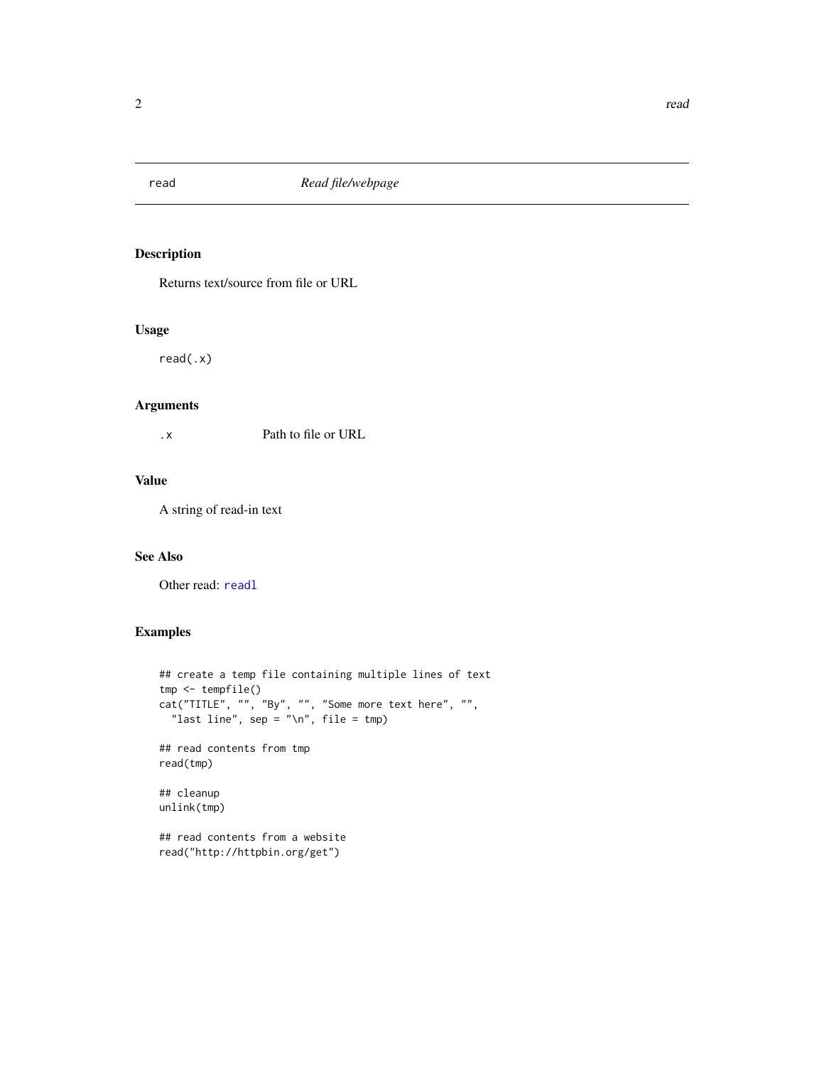# read — *Read file/webpage*

## Description

Returns text/source from file or URL

## Usage

```
read(.x)
```

## Arguments

| | |
|---|---|
| `.x` | Path to file or URL |

## Value

A string of read-in text

## See Also

Other read: `readl`

## Examples

```
## create a temp file containing multiple lines of text
tmp <- tempfile()
cat("TITLE", "", "By", "", "Some more text here", "",
  "last line", sep = "\n", file = tmp)

## read contents from tmp
read(tmp)

## cleanup
unlink(tmp)

## read contents from a website
read("http://httpbin.org/get")
```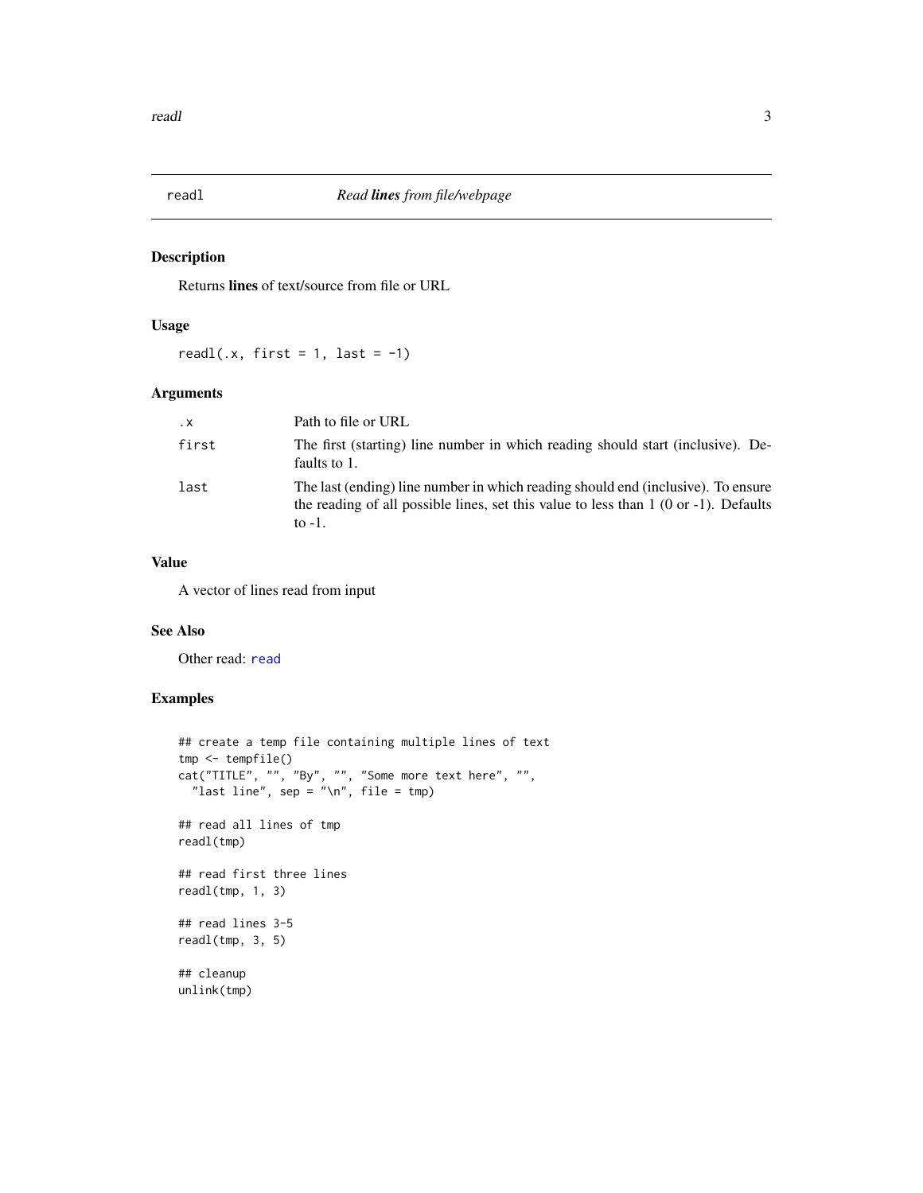`readl` *Read **lines** from file/webpage*

## Description

Returns **lines** of text/source from file or URL

## Usage

```
readl(.x, first = 1, last = -1)
```

## Arguments

| | |
|---|---|
| `.x` | Path to file or URL |
| `first` | The first (starting) line number in which reading should start (inclusive). Defaults to 1. |
| `last` | The last (ending) line number in which reading should end (inclusive). To ensure the reading of all possible lines, set this value to less than 1 (0 or -1). Defaults to -1. |

## Value

A vector of lines read from input

## See Also

Other read: `read`

## Examples

```
## create a temp file containing multiple lines of text
tmp <- tempfile()
cat("TITLE", "", "By", "", "Some more text here", "",
  "last line", sep = "\n", file = tmp)

## read all lines of tmp
readl(tmp)

## read first three lines
readl(tmp, 1, 3)

## read lines 3-5
readl(tmp, 3, 5)

## cleanup
unlink(tmp)
```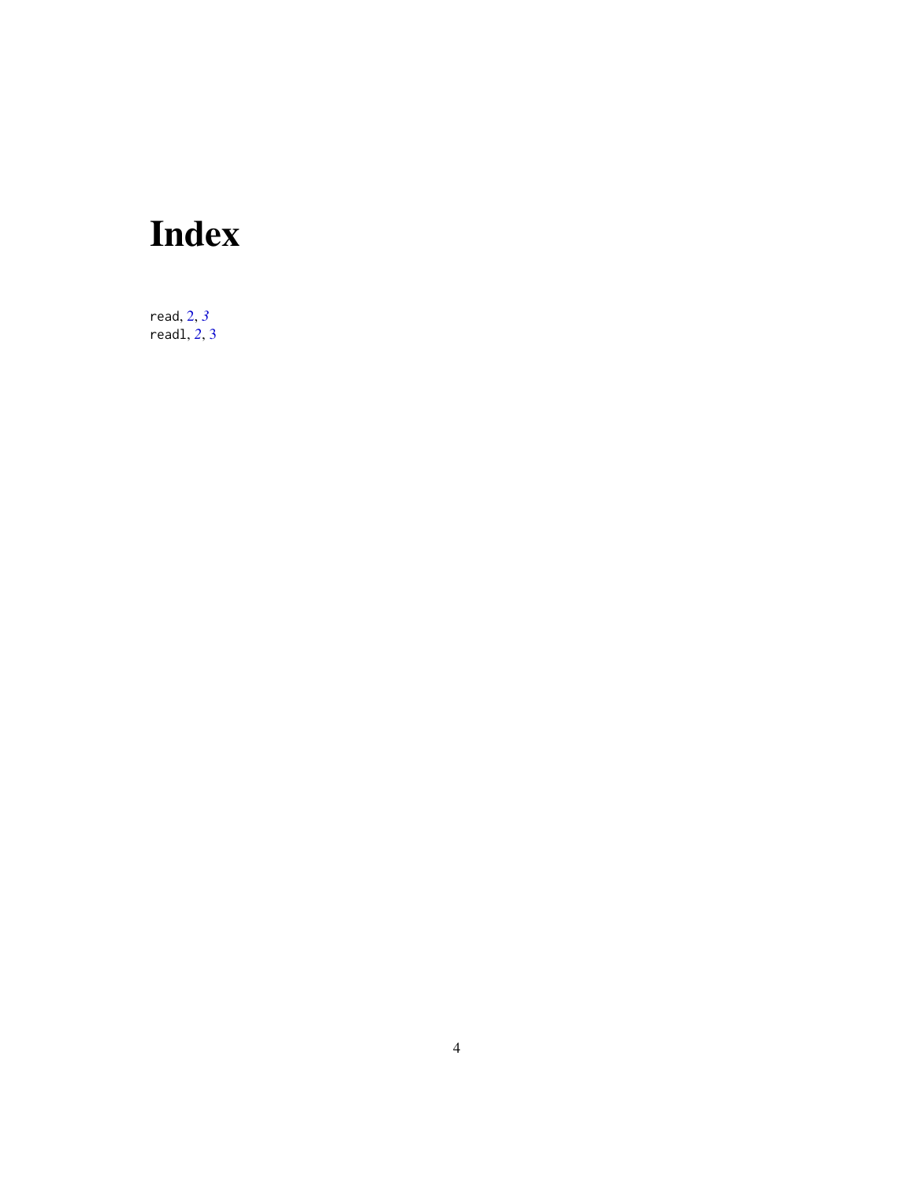# Index

`read`, 2, *3*
`readl`, *2*, 3